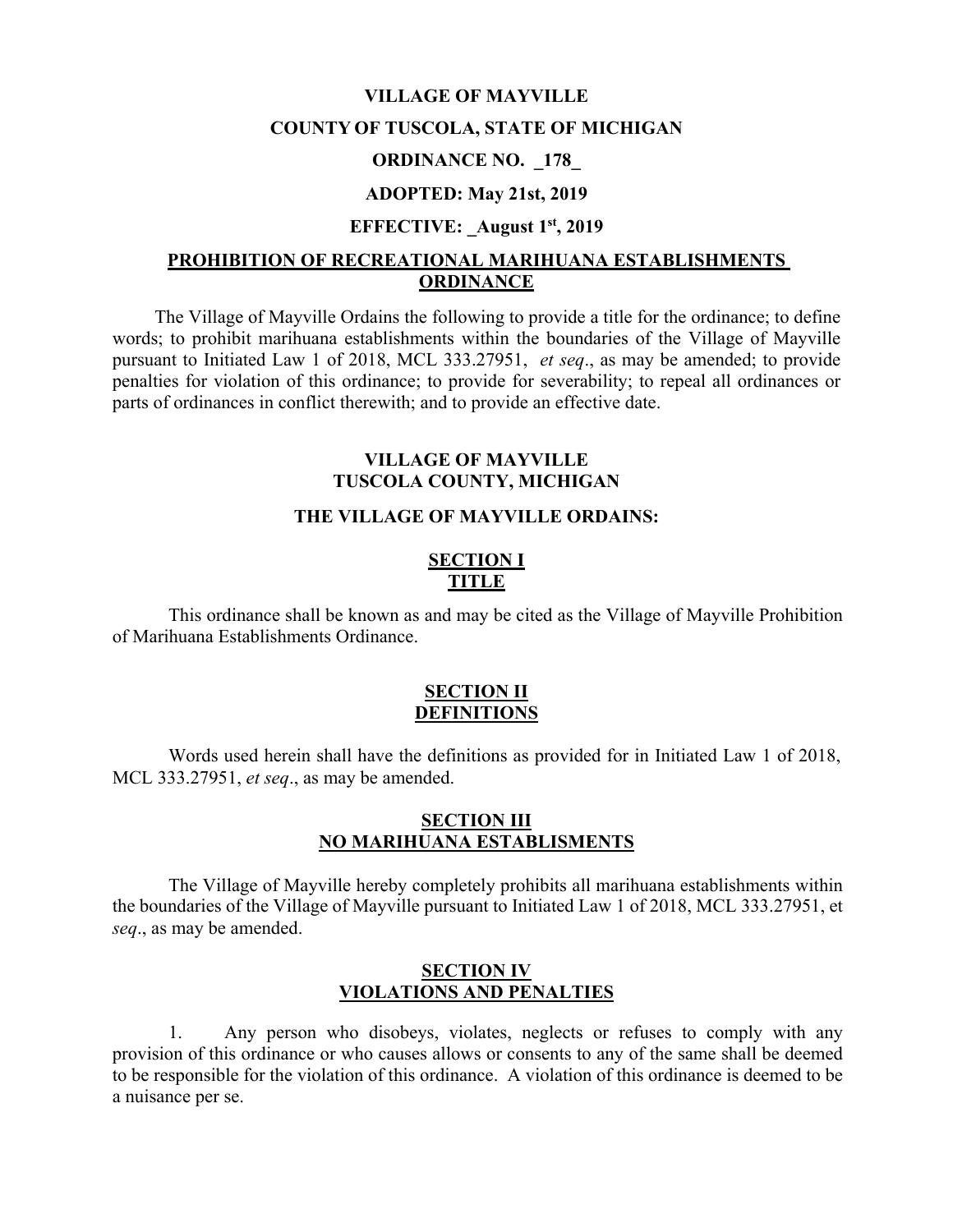**VILLAGE OF MAYVILLE**

**COUNTY OF TUSCOLA, STATE OF MICHIGAN**

**ORDINANCE NO. _178_**

**ADOPTED: May 21st, 2019**

**EFFECTIVE: _August 1st, 2019**

**PROHIBITION OF RECREATIONAL MARIHUANA ESTABLISHMENTS ORDINANCE**

The Village of Mayville Ordains the following to provide a title for the ordinance; to define words; to prohibit marihuana establishments within the boundaries of the Village of Mayville pursuant to Initiated Law 1 of 2018, MCL 333.27951, *et seq*., as may be amended; to provide penalties for violation of this ordinance; to provide for severability; to repeal all ordinances or parts of ordinances in conflict therewith; and to provide an effective date.

**VILLAGE OF MAYVILLE**
**TUSCOLA COUNTY, MICHIGAN**

**THE VILLAGE OF MAYVILLE ORDAINS:**

**SECTION I**
**TITLE**

This ordinance shall be known as and may be cited as the Village of Mayville Prohibition of Marihuana Establishments Ordinance.

**SECTION II**
**DEFINITIONS**

Words used herein shall have the definitions as provided for in Initiated Law 1 of 2018, MCL 333.27951, *et seq*., as may be amended.

**SECTION III**
**NO MARIHUANA ESTABLISMENTS**

The Village of Mayville hereby completely prohibits all marihuana establishments within the boundaries of the Village of Mayville pursuant to Initiated Law 1 of 2018, MCL 333.27951, et *seq*., as may be amended.

**SECTION IV**
**VIOLATIONS AND PENALTIES**

1. Any person who disobeys, violates, neglects or refuses to comply with any provision of this ordinance or who causes allows or consents to any of the same shall be deemed to be responsible for the violation of this ordinance. A violation of this ordinance is deemed to be a nuisance per se.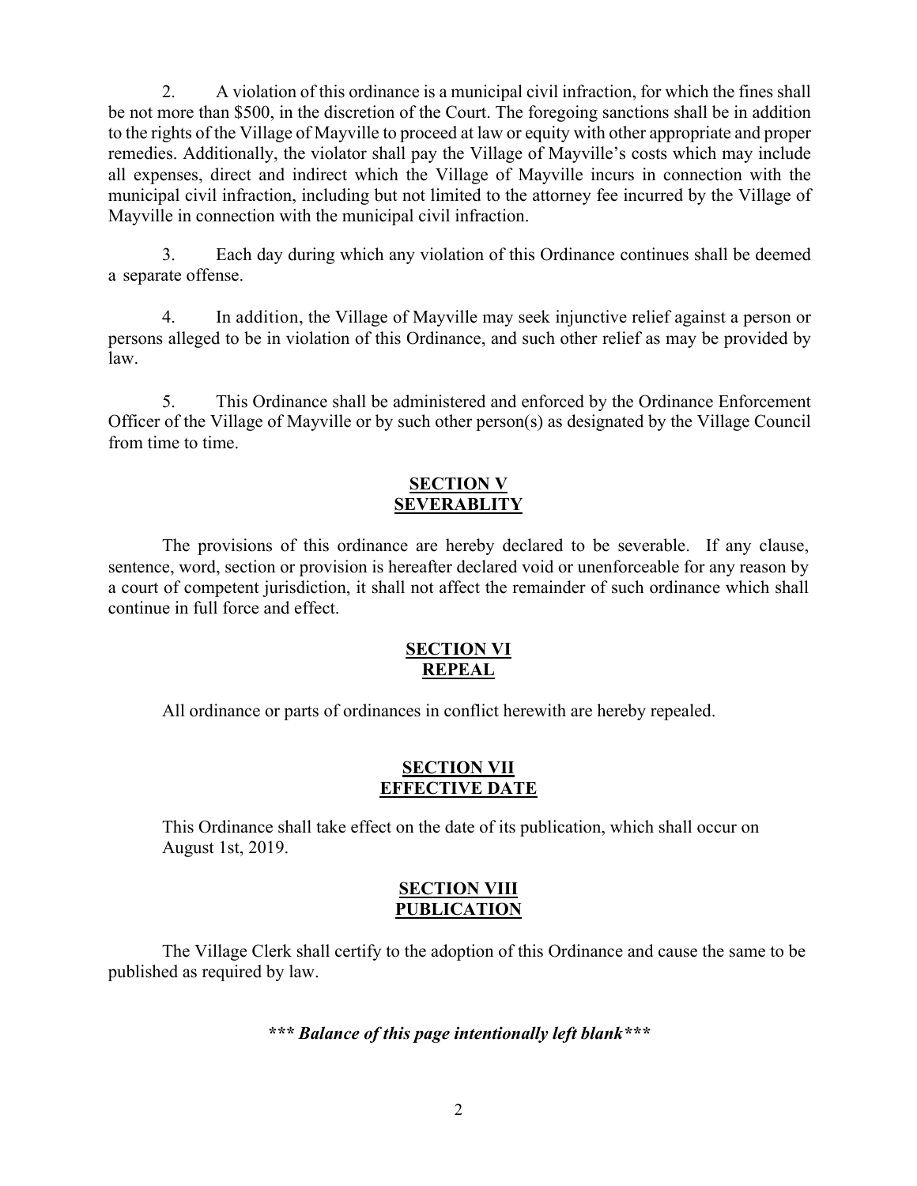2. A violation of this ordinance is a municipal civil infraction, for which the fines shall be not more than $500, in the discretion of the Court. The foregoing sanctions shall be in addition to the rights of the Village of Mayville to proceed at law or equity with other appropriate and proper remedies. Additionally, the violator shall pay the Village of Mayville's costs which may include all expenses, direct and indirect which the Village of Mayville incurs in connection with the municipal civil infraction, including but not limited to the attorney fee incurred by the Village of Mayville in connection with the municipal civil infraction.

3. Each day during which any violation of this Ordinance continues shall be deemed a separate offense.

4. In addition, the Village of Mayville may seek injunctive relief against a person or persons alleged to be in violation of this Ordinance, and such other relief as may be provided by law.

5. This Ordinance shall be administered and enforced by the Ordinance Enforcement Officer of the Village of Mayville or by such other person(s) as designated by the Village Council from time to time.

## SECTION V
## SEVERABLITY

The provisions of this ordinance are hereby declared to be severable. If any clause, sentence, word, section or provision is hereafter declared void or unenforceable for any reason by a court of competent jurisdiction, it shall not affect the remainder of such ordinance which shall continue in full force and effect.

## SECTION VI
## REPEAL

All ordinance or parts of ordinances in conflict herewith are hereby repealed.

## SECTION VII
## EFFECTIVE DATE

This Ordinance shall take effect on the date of its publication, which shall occur on August 1st, 2019.

## SECTION VIII
## PUBLICATION

The Village Clerk shall certify to the adoption of this Ordinance and cause the same to be published as required by law.

***\*\*\* Balance of this page intentionally left blank\*\*\****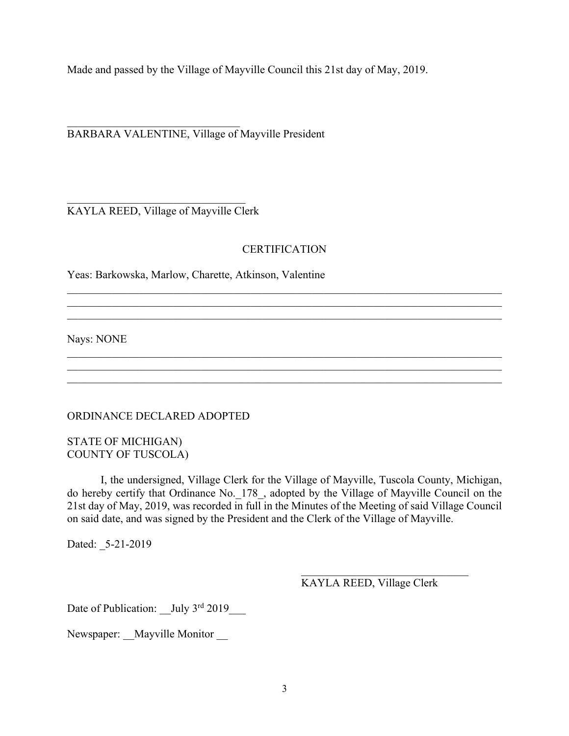Made and passed by the Village of Mayville Council this 21st day of May, 2019.

______________________________
BARBARA VALENTINE, Village of Mayville President

______________________________
KAYLA REED, Village of Mayville Clerk

CERTIFICATION

Yeas: Barkowska, Marlow, Charette, Atkinson, Valentine

Nays: NONE

ORDINANCE DECLARED ADOPTED

STATE OF MICHIGAN)
COUNTY OF TUSCOLA)

I, the undersigned, Village Clerk for the Village of Mayville, Tuscola County, Michigan, do hereby certify that Ordinance No._178_, adopted by the Village of Mayville Council on the 21st day of May, 2019, was recorded in full in the Minutes of the Meeting of said Village Council on said date, and was signed by the President and the Clerk of the Village of Mayville.

Dated: _5-21-2019

______________________________
KAYLA REED, Village Clerk

Date of Publication: __July 3rd 2019___

Newspaper: __Mayville Monitor __